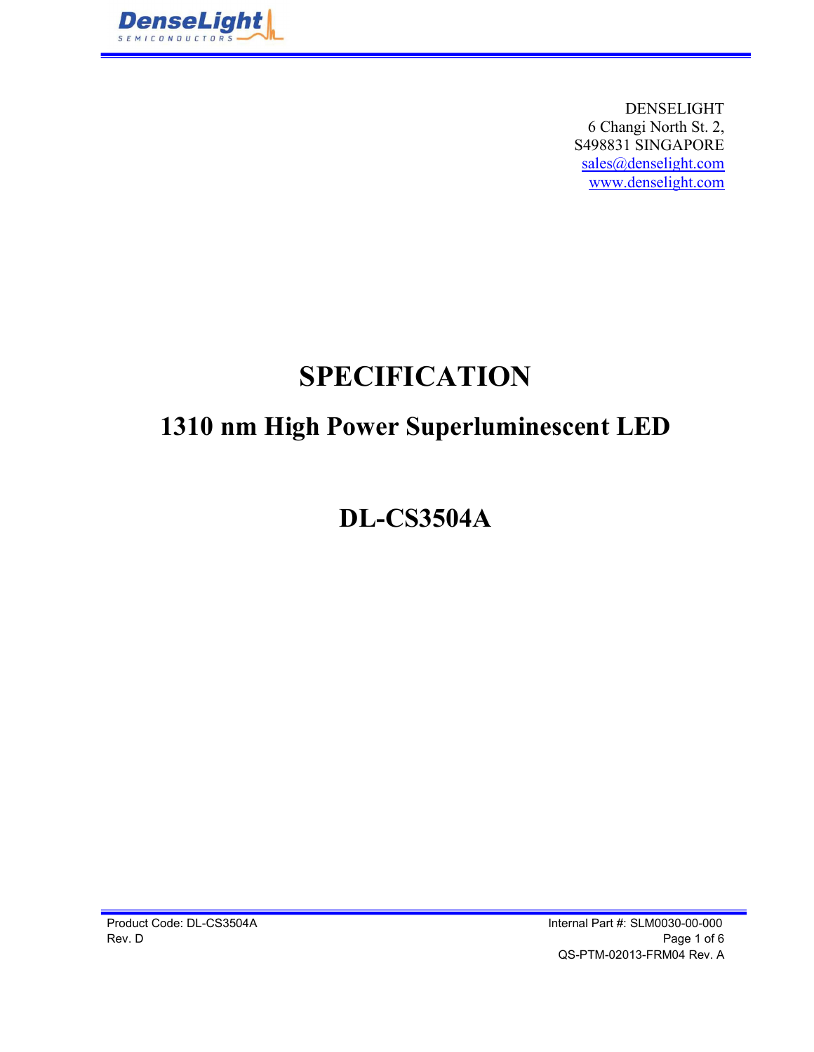DENSELIGHT
6 Changi North St. 2,
S498831 SINGAPORE
sales@denselight.com
www.denselight.com

# SPECIFICATION

## 1310 nm High Power Superluminescent LED

## DL-CS3504A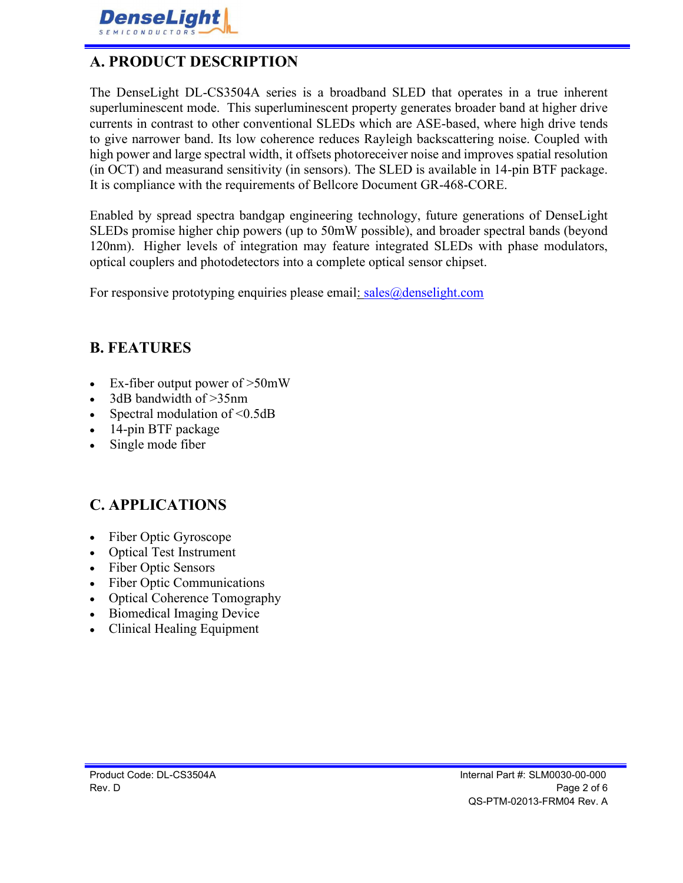## A. PRODUCT DESCRIPTION

The DenseLight DL-CS3504A series is a broadband SLED that operates in a true inherent superluminescent mode. This superluminescent property generates broader band at higher drive currents in contrast to other conventional SLEDs which are ASE-based, where high drive tends to give narrower band. Its low coherence reduces Rayleigh backscattering noise. Coupled with high power and large spectral width, it offsets photoreceiver noise and improves spatial resolution (in OCT) and measurand sensitivity (in sensors). The SLED is available in 14-pin BTF package. It is compliance with the requirements of Bellcore Document GR-468-CORE.

Enabled by spread spectra bandgap engineering technology, future generations of DenseLight SLEDs promise higher chip powers (up to 50mW possible), and broader spectral bands (beyond 120nm). Higher levels of integration may feature integrated SLEDs with phase modulators, optical couplers and photodetectors into a complete optical sensor chipset.

For responsive prototyping enquiries please email: sales@denselight.com

## B. FEATURES

- Ex-fiber output power of >50mW
- 3dB bandwidth of >35nm
- Spectral modulation of <0.5dB
- 14-pin BTF package
- Single mode fiber

## C. APPLICATIONS

- Fiber Optic Gyroscope
- Optical Test Instrument
- Fiber Optic Sensors
- Fiber Optic Communications
- Optical Coherence Tomography
- Biomedical Imaging Device
- Clinical Healing Equipment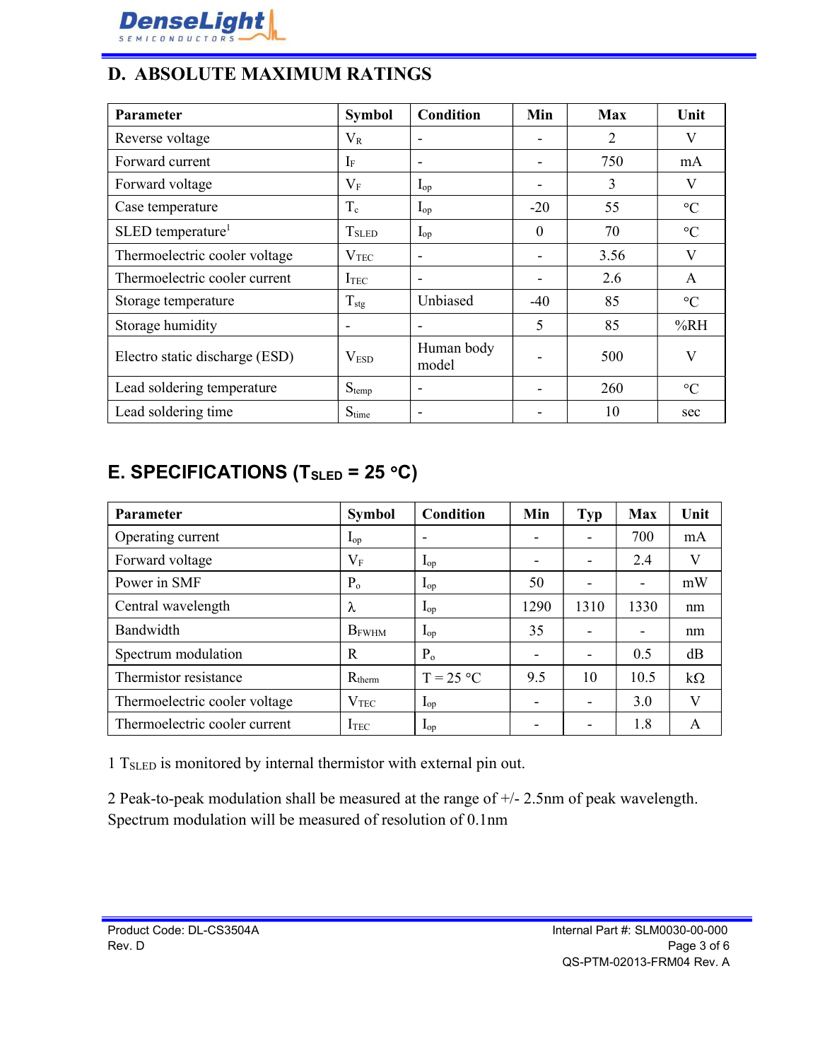## D. ABSOLUTE MAXIMUM RATINGS

| Parameter | Symbol | Condition | Min | Max | Unit |
|---|---|---|---|---|---|
| Reverse voltage | $V_R$ | - | - | 2 | V |
| Forward current | $I_F$ | - | - | 750 | mA |
| Forward voltage | $V_F$ | $I_{op}$ | - | 3 | V |
| Case temperature | $T_c$ | $I_{op}$ | -20 | 55 | °C |
| SLED temperature[1] | $T_{SLED}$ | $I_{op}$ | 0 | 70 | °C |
| Thermoelectric cooler voltage | $V_{TEC}$ | - | - | 3.56 | V |
| Thermoelectric cooler current | $I_{TEC}$ | - | - | 2.6 | A |
| Storage temperature | $T_{stg}$ | Unbiased | -40 | 85 | °C |
| Storage humidity | - | - | 5 | 85 | %RH |
| Electro static discharge (ESD) | $V_{ESD}$ | Human body model | - | 500 | V |
| Lead soldering temperature | $S_{temp}$ | - | - | 260 | °C |
| Lead soldering time | $S_{time}$ | - | - | 10 | sec |

## E. SPECIFICATIONS ($T_{SLED}$ = 25 °C)

| Parameter | Symbol | Condition | Min | Typ | Max | Unit |
|---|---|---|---|---|---|---|
| Operating current | $I_{op}$ | - | - | - | 700 | mA |
| Forward voltage | $V_F$ | $I_{op}$ | - | - | 2.4 | V |
| Power in SMF | $P_o$ | $I_{op}$ | 50 | - | - | mW |
| Central wavelength | $\lambda$ | $I_{op}$ | 1290 | 1310 | 1330 | nm |
| Bandwidth | $B_{FWHM}$ | $I_{op}$ | 35 | - | - | nm |
| Spectrum modulation | R | $P_o$ | - | - | 0.5 | dB |
| Thermistor resistance | $R_{therm}$ | T = 25 °C | 9.5 | 10 | 10.5 | kΩ |
| Thermoelectric cooler voltage | $V_{TEC}$ | $I_{op}$ | - | - | 3.0 | V |
| Thermoelectric cooler current | $I_{TEC}$ | $I_{op}$ | - | - | 1.8 | A |

1 $T_{SLED}$ is monitored by internal thermistor with external pin out.

2 Peak-to-peak modulation shall be measured at the range of +/- 2.5nm of peak wavelength. Spectrum modulation will be measured of resolution of 0.1nm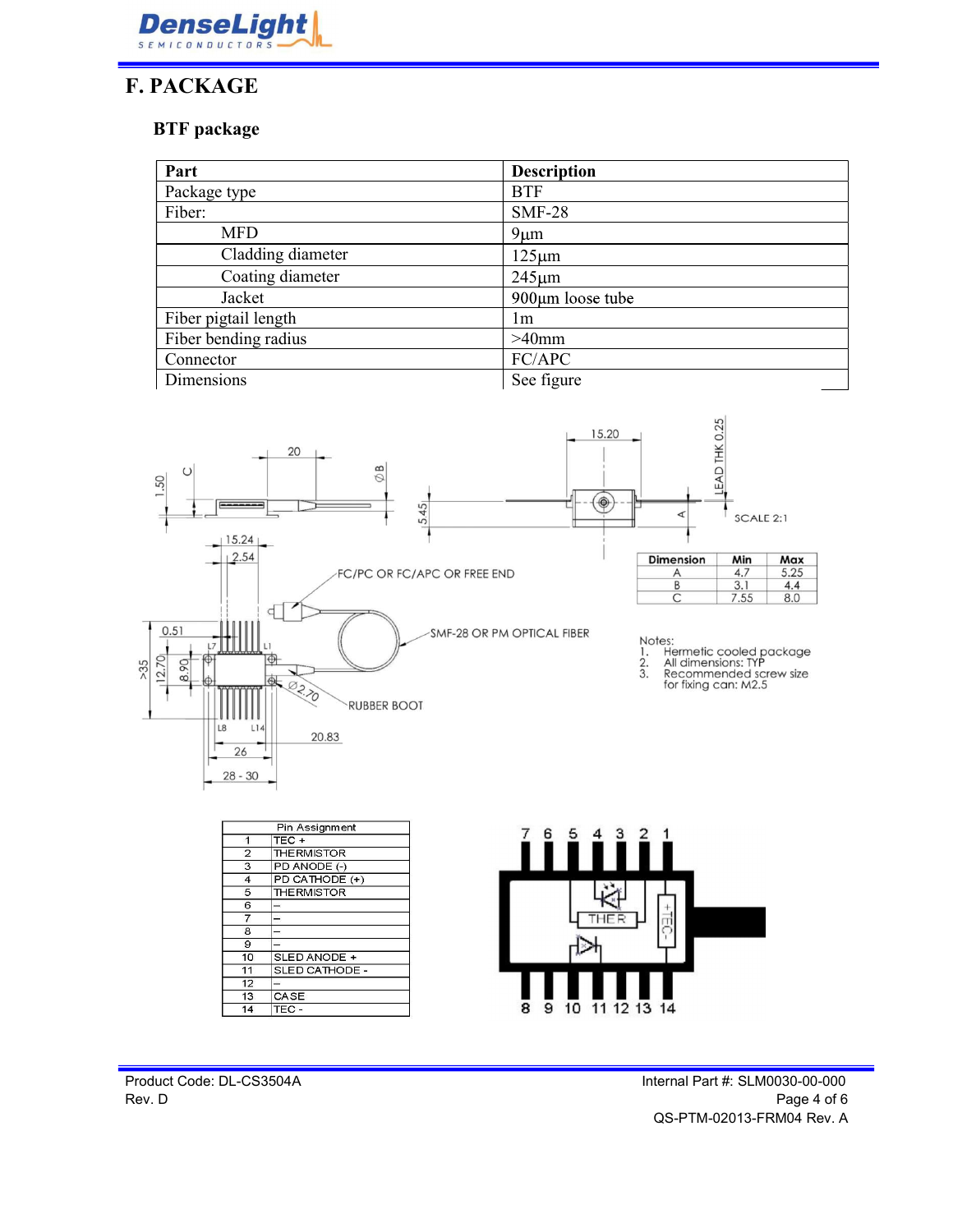# F. PACKAGE

## BTF package

| Part | Description |
|---|---|
| Package type | BTF |
| Fiber: | SMF-28 |
| MFD | 9µm |
| Cladding diameter | 125µm |
| Coating diameter | 245µm |
| Jacket | 900µm loose tube |
| Fiber pigtail length | 1m |
| Fiber bending radius | >40mm |
| Connector | FC/APC |
| Dimensions | See figure |

| Dimension | Min | Max |
|---|---|---|
| A | 4.7 | 5.25 |
| B | 3.1 | 4.4 |
| C | 7.55 | 8.0 |

Notes:
1. Hermetic cooled package
2. All dimensions: TYP
3. Recommended screw size for fixing can: M2.5

| Pin Assignment | |
|---|---|
| 1 | TEC + |
| 2 | THERMISTOR |
| 3 | PD ANODE (-) |
| 4 | PD CATHODE (+) |
| 5 | THERMISTOR |
| 6 | – |
| 7 | – |
| 8 | – |
| 9 | – |
| 10 | SLED ANODE + |
| 11 | SLED CATHODE - |
| 12 | – |
| 13 | CASE |
| 14 | TEC - |

Product Code: DL-CS3504A
Rev. D

Internal Part #: SLM0030-00-000
QS-PTM-02013-FRM04 Rev. A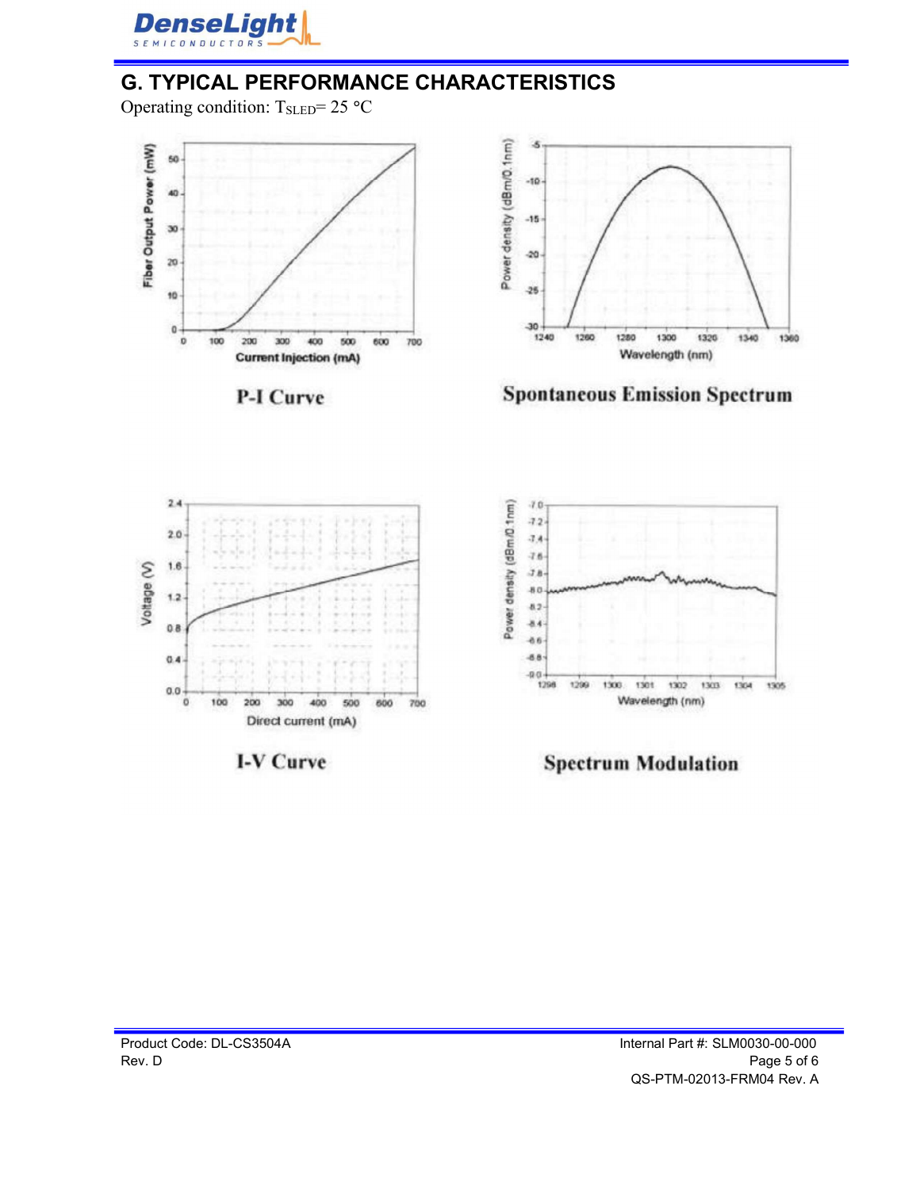## G. TYPICAL PERFORMANCE CHARACTERISTICS

Operating condition: $T_{SLED}$= 25 °C

P-I Curve

Spontaneous Emission Spectrum

I-V Curve

Spectrum Modulation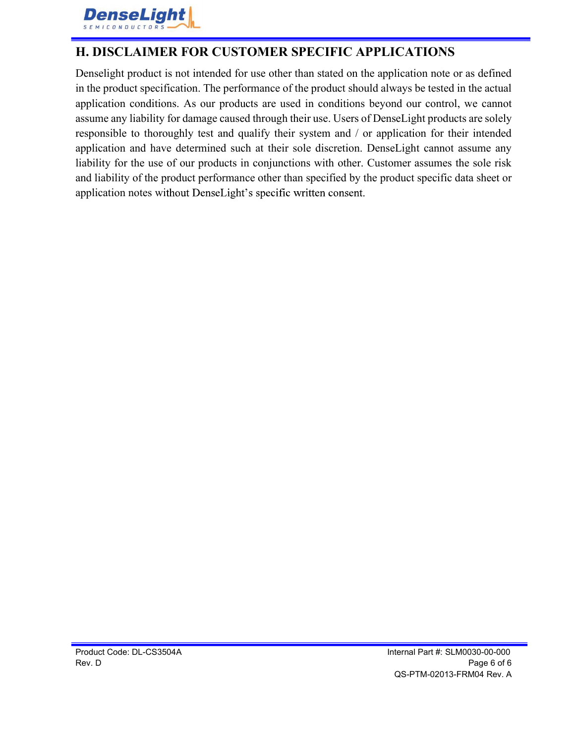## H. DISCLAIMER FOR CUSTOMER SPECIFIC APPLICATIONS

Denselight product is not intended for use other than stated on the application note or as defined in the product specification. The performance of the product should always be tested in the actual application conditions. As our products are used in conditions beyond our control, we cannot assume any liability for damage caused through their use. Users of DenseLight products are solely responsible to thoroughly test and qualify their system and / or application for their intended application and have determined such at their sole discretion. DenseLight cannot assume any liability for the use of our products in conjunctions with other. Customer assumes the sole risk and liability of the product performance other than specified by the product specific data sheet or application notes without DenseLight's specific written consent.